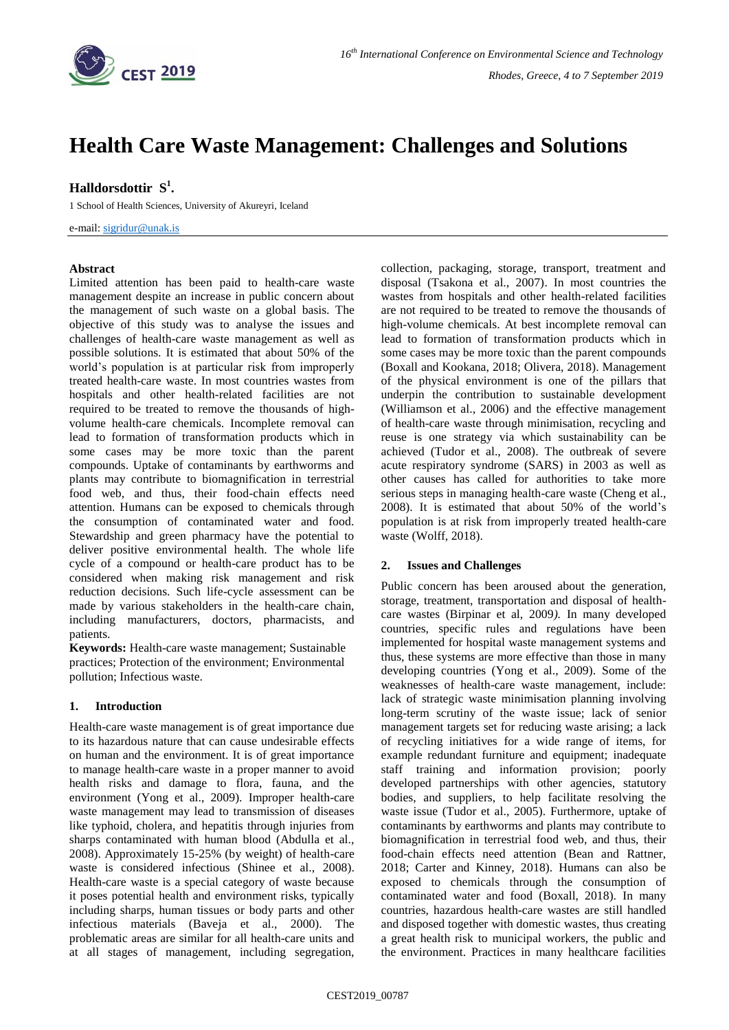# Health Care Waste Management: Challenges and Solutions

**Halldorsdottir S[1].**

1 School of Health Sciences, University of Akureyri, Iceland

e-mail: sigridur@unak.is

### Abstract

Limited attention has been paid to health-care waste management despite an increase in public concern about the management of such waste on a global basis. The objective of this study was to analyse the issues and challenges of health-care waste management as well as possible solutions. It is estimated that about 50% of the world's population is at particular risk from improperly treated health-care waste. In most countries wastes from hospitals and other health-related facilities are not required to be treated to remove the thousands of high-volume health-care chemicals. Incomplete removal can lead to formation of transformation products which in some cases may be more toxic than the parent compounds. Uptake of contaminants by earthworms and plants may contribute to biomagnification in terrestrial food web, and thus, their food-chain effects need attention. Humans can be exposed to chemicals through the consumption of contaminated water and food. Stewardship and green pharmacy have the potential to deliver positive environmental health. The whole life cycle of a compound or health-care product has to be considered when making risk management and risk reduction decisions. Such life-cycle assessment can be made by various stakeholders in the health-care chain, including manufacturers, doctors, pharmacists, and patients.

**Keywords:** Health-care waste management; Sustainable practices; Protection of the environment; Environmental pollution; Infectious waste.

## 1. Introduction

Health-care waste management is of great importance due to its hazardous nature that can cause undesirable effects on human and the environment. It is of great importance to manage health-care waste in a proper manner to avoid health risks and damage to flora, fauna, and the environment (Yong et al., 2009). Improper health-care waste management may lead to transmission of diseases like typhoid, cholera, and hepatitis through injuries from sharps contaminated with human blood (Abdulla et al., 2008). Approximately 15-25% (by weight) of health-care waste is considered infectious (Shinee et al., 2008). Health-care waste is a special category of waste because it poses potential health and environment risks, typically including sharps, human tissues or body parts and other infectious materials (Baveja et al., 2000). The problematic areas are similar for all health-care units and at all stages of management, including segregation, collection, packaging, storage, transport, treatment and disposal (Tsakona et al., 2007). In most countries the wastes from hospitals and other health-related facilities are not required to be treated to remove the thousands of high-volume chemicals. At best incomplete removal can lead to formation of transformation products which in some cases may be more toxic than the parent compounds (Boxall and Kookana, 2018; Olivera, 2018). Management of the physical environment is one of the pillars that underpin the contribution to sustainable development (Williamson et al., 2006) and the effective management of health-care waste through minimisation, recycling and reuse is one strategy via which sustainability can be achieved (Tudor et al., 2008). The outbreak of severe acute respiratory syndrome (SARS) in 2003 as well as other causes has called for authorities to take more serious steps in managing health-care waste (Cheng et al., 2008). It is estimated that about 50% of the world's population is at risk from improperly treated health-care waste (Wolff, 2018).

## 2. Issues and Challenges

Public concern has been aroused about the generation, storage, treatment, transportation and disposal of health-care wastes (Birpinar et al, 2009*).* In many developed countries, specific rules and regulations have been implemented for hospital waste management systems and thus, these systems are more effective than those in many developing countries (Yong et al., 2009). Some of the weaknesses of health-care waste management, include: lack of strategic waste minimisation planning involving long-term scrutiny of the waste issue; lack of senior management targets set for reducing waste arising; a lack of recycling initiatives for a wide range of items, for example redundant furniture and equipment; inadequate staff training and information provision; poorly developed partnerships with other agencies, statutory bodies, and suppliers, to help facilitate resolving the waste issue (Tudor et al., 2005). Furthermore, uptake of contaminants by earthworms and plants may contribute to biomagnification in terrestrial food web, and thus, their food-chain effects need attention (Bean and Rattner, 2018; Carter and Kinney, 2018). Humans can also be exposed to chemicals through the consumption of contaminated water and food (Boxall, 2018). In many countries, hazardous health-care wastes are still handled and disposed together with domestic wastes, thus creating a great health risk to municipal workers, the public and the environment. Practices in many healthcare facilities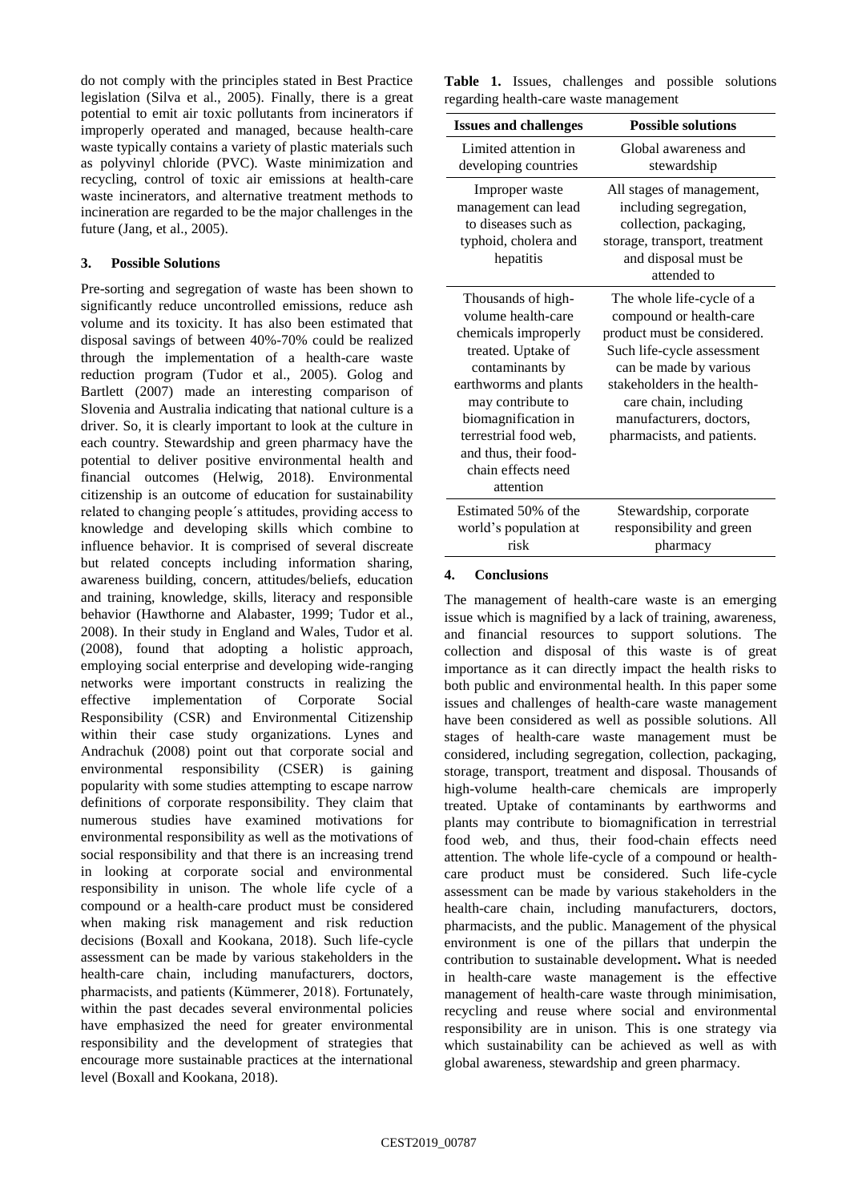do not comply with the principles stated in Best Practice legislation (Silva et al., 2005). Finally, there is a great potential to emit air toxic pollutants from incinerators if improperly operated and managed, because health-care waste typically contains a variety of plastic materials such as polyvinyl chloride (PVC). Waste minimization and recycling, control of toxic air emissions at health-care waste incinerators, and alternative treatment methods to incineration are regarded to be the major challenges in the future (Jang, et al., 2005).

## 3. Possible Solutions

Pre-sorting and segregation of waste has been shown to significantly reduce uncontrolled emissions, reduce ash volume and its toxicity. It has also been estimated that disposal savings of between 40%-70% could be realized through the implementation of a health-care waste reduction program (Tudor et al., 2005). Golog and Bartlett (2007) made an interesting comparison of Slovenia and Australia indicating that national culture is a driver. So, it is clearly important to look at the culture in each country. Stewardship and green pharmacy have the potential to deliver positive environmental health and financial outcomes (Helwig, 2018). Environmental citizenship is an outcome of education for sustainability related to changing people´s attitudes, providing access to knowledge and developing skills which combine to influence behavior. It is comprised of several discreate but related concepts including information sharing, awareness building, concern, attitudes/beliefs, education and training, knowledge, skills, literacy and responsible behavior (Hawthorne and Alabaster, 1999; Tudor et al., 2008). In their study in England and Wales, Tudor et al. (2008), found that adopting a holistic approach, employing social enterprise and developing wide-ranging networks were important constructs in realizing the effective implementation of Corporate Social Responsibility (CSR) and Environmental Citizenship within their case study organizations. Lynes and Andrachuk (2008) point out that corporate social and environmental responsibility (CSER) is gaining popularity with some studies attempting to escape narrow definitions of corporate responsibility. They claim that numerous studies have examined motivations for environmental responsibility as well as the motivations of social responsibility and that there is an increasing trend in looking at corporate social and environmental responsibility in unison. The whole life cycle of a compound or a health-care product must be considered when making risk management and risk reduction decisions (Boxall and Kookana, 2018). Such life-cycle assessment can be made by various stakeholders in the health-care chain, including manufacturers, doctors, pharmacists, and patients (Kümmerer, 2018). Fortunately, within the past decades several environmental policies have emphasized the need for greater environmental responsibility and the development of strategies that encourage more sustainable practices at the international level (Boxall and Kookana, 2018).

**Table 1.** Issues, challenges and possible solutions regarding health-care waste management

| Issues and challenges | Possible solutions |
|---|---|
| Limited attention in developing countries | Global awareness and stewardship |
| Improper waste management can lead to diseases such as typhoid, cholera and hepatitis | All stages of management, including segregation, collection, packaging, storage, transport, treatment and disposal must be attended to |
| Thousands of high-volume health-care chemicals improperly treated. Uptake of contaminants by earthworms and plants may contribute to biomagnification in terrestrial food web, and thus, their food-chain effects need attention | The whole life-cycle of a compound or health-care product must be considered. Such life-cycle assessment can be made by various stakeholders in the health-care chain, including manufacturers, doctors, pharmacists, and patients. |
| Estimated 50% of the world's population at risk | Stewardship, corporate responsibility and green pharmacy |

## 4. Conclusions

The management of health-care waste is an emerging issue which is magnified by a lack of training, awareness, and financial resources to support solutions. The collection and disposal of this waste is of great importance as it can directly impact the health risks to both public and environmental health. In this paper some issues and challenges of health-care waste management have been considered as well as possible solutions. All stages of health-care waste management must be considered, including segregation, collection, packaging, storage, transport, treatment and disposal. Thousands of high-volume health-care chemicals are improperly treated. Uptake of contaminants by earthworms and plants may contribute to biomagnification in terrestrial food web, and thus, their food-chain effects need attention. The whole life-cycle of a compound or health-care product must be considered. Such life-cycle assessment can be made by various stakeholders in the health-care chain, including manufacturers, doctors, pharmacists, and the public. Management of the physical environment is one of the pillars that underpin the contribution to sustainable development**.** What is needed in health-care waste management is the effective management of health-care waste through minimisation, recycling and reuse where social and environmental responsibility are in unison. This is one strategy via which sustainability can be achieved as well as with global awareness, stewardship and green pharmacy.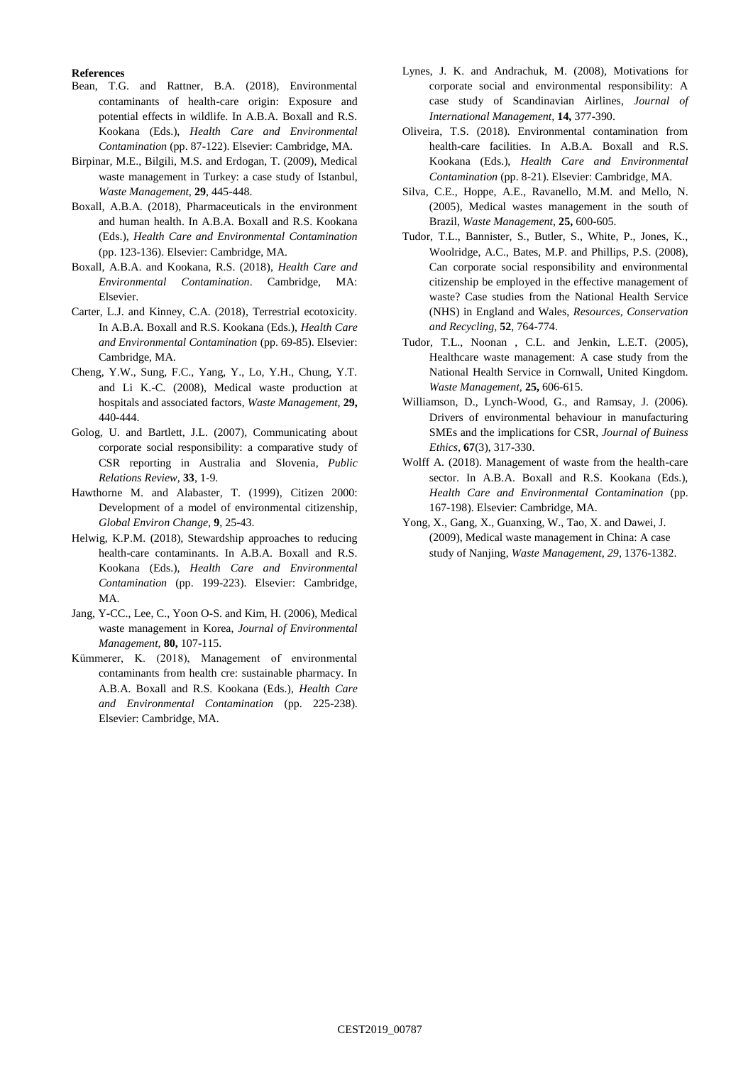**References**

Bean, T.G. and Rattner, B.A. (2018), Environmental contaminants of health-care origin: Exposure and potential effects in wildlife. In A.B.A. Boxall and R.S. Kookana (Eds.), *Health Care and Environmental Contamination* (pp. 87-122). Elsevier: Cambridge, MA.

Birpinar, M.E., Bilgili, M.S. and Erdogan, T. (2009), Medical waste management in Turkey: a case study of Istanbul, *Waste Management*, **29**, 445-448.

Boxall, A.B.A. (2018), Pharmaceuticals in the environment and human health. In A.B.A. Boxall and R.S. Kookana (Eds.), *Health Care and Environmental Contamination* (pp. 123-136). Elsevier: Cambridge, MA.

Boxall, A.B.A. and Kookana, R.S. (2018), *Health Care and Environmental Contamination*. Cambridge, MA: Elsevier.

Carter, L.J. and Kinney, C.A. (2018), Terrestrial ecotoxicity. In A.B.A. Boxall and R.S. Kookana (Eds.), *Health Care and Environmental Contamination* (pp. 69-85). Elsevier: Cambridge, MA.

Cheng, Y.W., Sung, F.C., Yang, Y., Lo, Y.H., Chung, Y.T. and Li K.-C. (2008), Medical waste production at hospitals and associated factors, *Waste Management*, **29,** 440-444.

Golog, U. and Bartlett, J.L. (2007), Communicating about corporate social responsibility: a comparative study of CSR reporting in Australia and Slovenia, *Public Relations Review*, **33**, 1-9.

Hawthorne M. and Alabaster, T. (1999), Citizen 2000: Development of a model of environmental citizenship, *Global Environ Change*, **9**, 25-43.

Helwig, K.P.M. (2018), Stewardship approaches to reducing health-care contaminants. In A.B.A. Boxall and R.S. Kookana (Eds.), *Health Care and Environmental Contamination* (pp. 199-223). Elsevier: Cambridge, MA.

Jang, Y-CC., Lee, C., Yoon O-S. and Kim, H. (2006), Medical waste management in Korea, *Journal of Environmental Management*, **80,** 107-115.

Kümmerer, K. (2018), Management of environmental contaminants from health cre: sustainable pharmacy. In A.B.A. Boxall and R.S. Kookana (Eds.), *Health Care and Environmental Contamination* (pp. 225-238). Elsevier: Cambridge, MA.

Lynes, J. K. and Andrachuk, M. (2008), Motivations for corporate social and environmental responsibility: A case study of Scandinavian Airlines, *Journal of International Management*, **14,** 377-390.

Oliveira, T.S. (2018). Environmental contamination from health-care facilities. In A.B.A. Boxall and R.S. Kookana (Eds.), *Health Care and Environmental Contamination* (pp. 8-21). Elsevier: Cambridge, MA.

Silva, C.E., Hoppe, A.E., Ravanello, M.M. and Mello, N. (2005), Medical wastes management in the south of Brazil, *Waste Management*, **25,** 600-605.

Tudor, T.L., Bannister, S., Butler, S., White, P., Jones, K., Woolridge, A.C., Bates, M.P. and Phillips, P.S. (2008), Can corporate social responsibility and environmental citizenship be employed in the effective management of waste? Case studies from the National Health Service (NHS) in England and Wales, *Resources, Conservation and Recycling*, **52**, 764-774.

Tudor, T.L., Noonan , C.L. and Jenkin, L.E.T. (2005), Healthcare waste management: A case study from the National Health Service in Cornwall, United Kingdom. *Waste Management*, **25,** 606-615.

Williamson, D., Lynch-Wood, G., and Ramsay, J. (2006). Drivers of environmental behaviour in manufacturing SMEs and the implications for CSR, *Journal of Buiness Ethics*, **67**(3), 317-330.

Wolff A. (2018). Management of waste from the health-care sector. In A.B.A. Boxall and R.S. Kookana (Eds.), *Health Care and Environmental Contamination* (pp. 167-198). Elsevier: Cambridge, MA.

Yong, X., Gang, X., Guanxing, W., Tao, X. and Dawei, J. (2009), Medical waste management in China: A case study of Nanjing, *Waste Management*, *29*, 1376-1382.